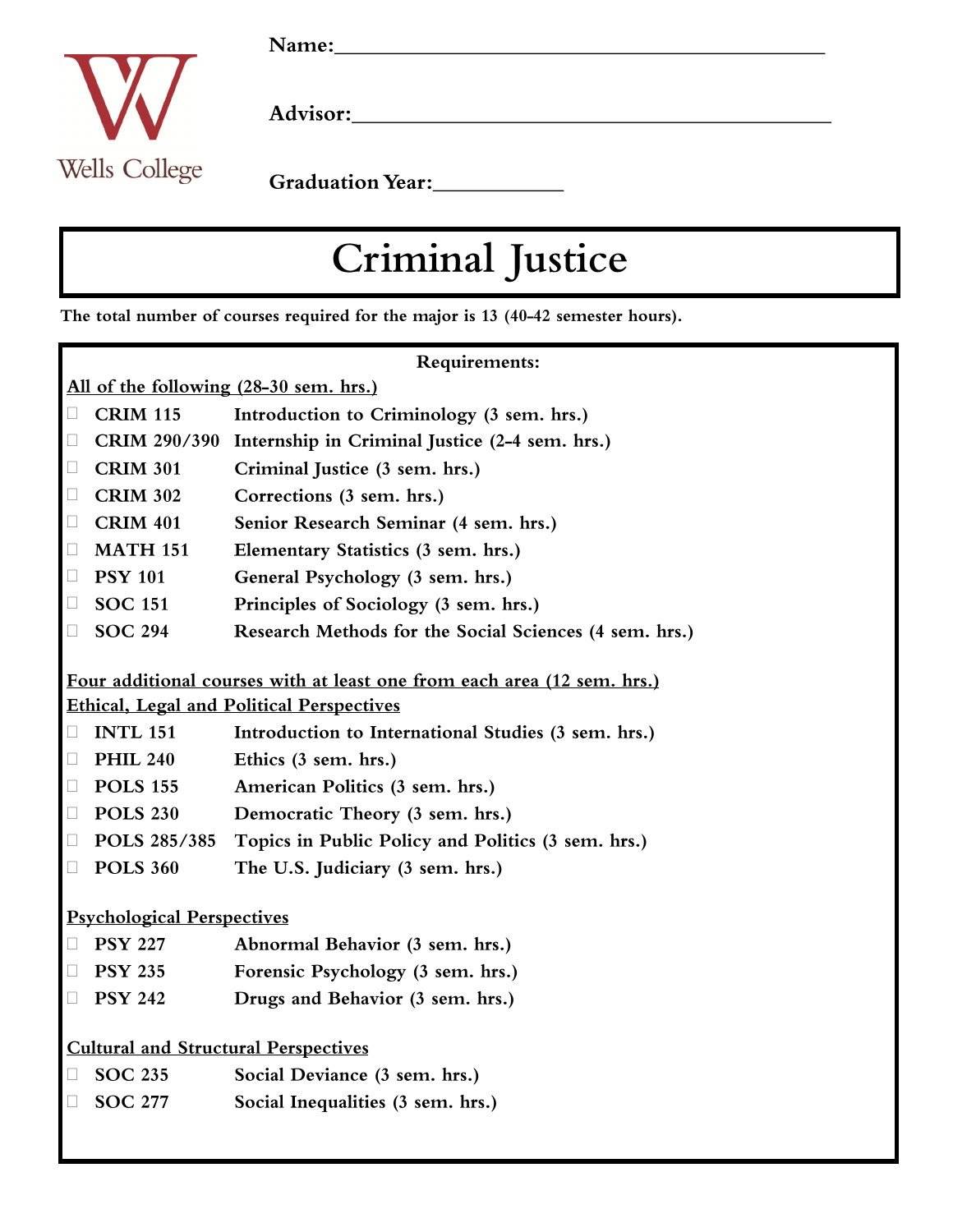Wells College

**Name:**\_\_\_\_\_\_\_\_\_\_\_\_\_\_\_\_\_\_\_\_\_\_\_\_\_\_\_\_\_\_\_\_\_\_\_\_\_\_\_\_

**Advisor:**\_\_\_\_\_\_\_\_\_\_\_\_\_\_\_\_\_\_\_\_\_\_\_\_\_\_\_\_\_\_\_\_\_\_\_\_\_\_\_\_

**Graduation Year:**\_\_\_\_\_\_\_\_\_\_\_\_

# Criminal Justice

**The total number of courses required for the major is 13 (40-42 semester hours).**

**Requirements:**

**All of the following (28-30 sem. hrs.)**

- ☐ **CRIM 115** Introduction to Criminology (3 sem. hrs.)
- ☐ **CRIM 290/390** Internship in Criminal Justice (2-4 sem. hrs.)
- ☐ **CRIM 301** Criminal Justice (3 sem. hrs.)
- ☐ **CRIM 302** Corrections (3 sem. hrs.)
- ☐ **CRIM 401** Senior Research Seminar (4 sem. hrs.)
- ☐ **MATH 151** Elementary Statistics (3 sem. hrs.)
- ☐ **PSY 101** General Psychology (3 sem. hrs.)
- ☐ **SOC 151** Principles of Sociology (3 sem. hrs.)
- ☐ **SOC 294** Research Methods for the Social Sciences (4 sem. hrs.)

**Four additional courses with at least one from each area (12 sem. hrs.)**

**Ethical, Legal and Political Perspectives**

- ☐ **INTL 151** Introduction to International Studies (3 sem. hrs.)
- ☐ **PHIL 240** Ethics (3 sem. hrs.)
- ☐ **POLS 155** American Politics (3 sem. hrs.)
- ☐ **POLS 230** Democratic Theory (3 sem. hrs.)
- ☐ **POLS 285/385** Topics in Public Policy and Politics (3 sem. hrs.)
- ☐ **POLS 360** The U.S. Judiciary (3 sem. hrs.)

**Psychological Perspectives**

- ☐ **PSY 227** Abnormal Behavior (3 sem. hrs.)
- ☐ **PSY 235** Forensic Psychology (3 sem. hrs.)
- ☐ **PSY 242** Drugs and Behavior (3 sem. hrs.)

**Cultural and Structural Perspectives**

- ☐ **SOC 235** Social Deviance (3 sem. hrs.)
- ☐ **SOC 277** Social Inequalities (3 sem. hrs.)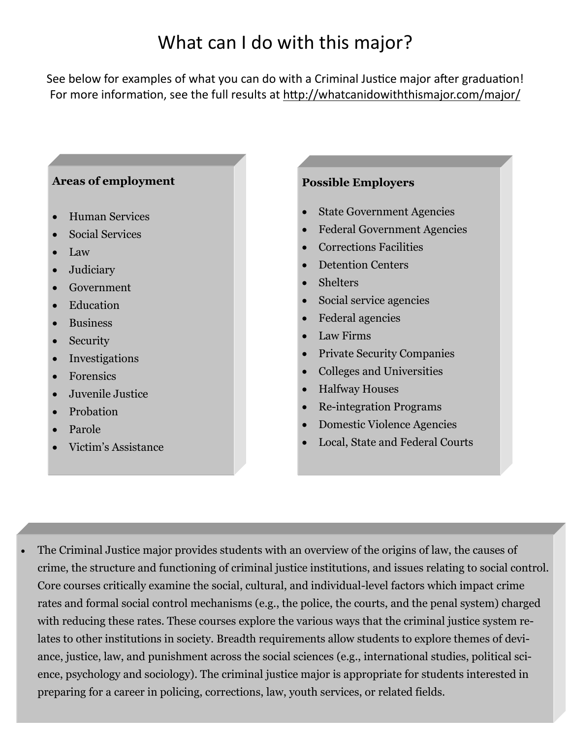# What can I do with this major?

See below for examples of what you can do with a Criminal Justice major after graduation! For more information, see the full results at http://whatcanidowiththismajor.com/major/

**Areas of employment**

- Human Services
- Social Services
- Law
- Judiciary
- Government
- Education
- Business
- Security
- Investigations
- Forensics
- Juvenile Justice
- Probation
- Parole
- Victim's Assistance

**Possible Employers**

- State Government Agencies
- Federal Government Agencies
- Corrections Facilities
- Detention Centers
- Shelters
- Social service agencies
- Federal agencies
- Law Firms
- Private Security Companies
- Colleges and Universities
- Halfway Houses
- Re-integration Programs
- Domestic Violence Agencies
- Local, State and Federal Courts

- The Criminal Justice major provides students with an overview of the origins of law, the causes of crime, the structure and functioning of criminal justice institutions, and issues relating to social control. Core courses critically examine the social, cultural, and individual-level factors which impact crime rates and formal social control mechanisms (e.g., the police, the courts, and the penal system) charged with reducing these rates. These courses explore the various ways that the criminal justice system relates to other institutions in society. Breadth requirements allow students to explore themes of deviance, justice, law, and punishment across the social sciences (e.g., international studies, political science, psychology and sociology). The criminal justice major is appropriate for students interested in preparing for a career in policing, corrections, law, youth services, or related fields.